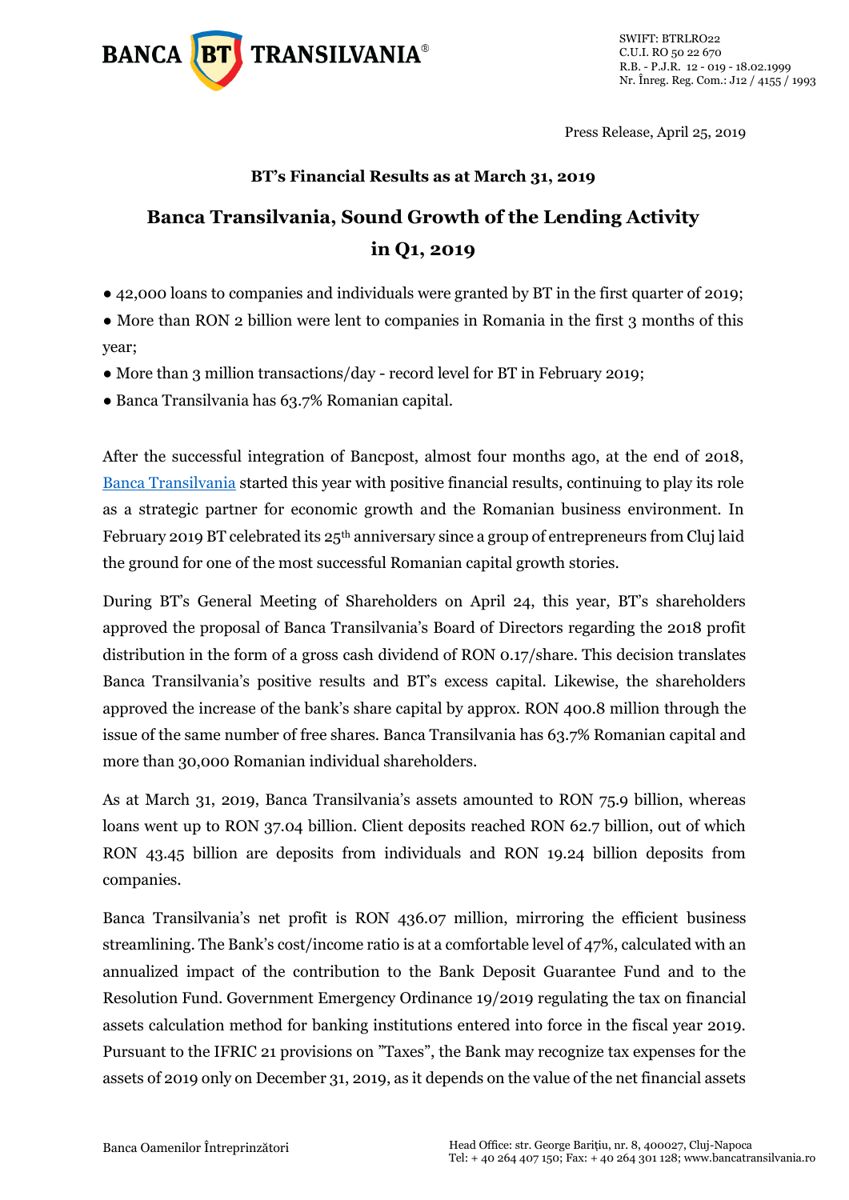Press Release, April 25, 2019

**BT's Financial Results as at March 31, 2019**

# Banca Transilvania, Sound Growth of the Lending Activity in Q1, 2019

- 42,000 loans to companies and individuals were granted by BT in the first quarter of 2019;
- More than RON 2 billion were lent to companies in Romania in the first 3 months of this year;
- More than 3 million transactions/day - record level for BT in February 2019;
- Banca Transilvania has 63.7% Romanian capital.

After the successful integration of Bancpost, almost four months ago, at the end of 2018, Banca Transilvania started this year with positive financial results, continuing to play its role as a strategic partner for economic growth and the Romanian business environment. In February 2019 BT celebrated its 25th anniversary since a group of entrepreneurs from Cluj laid the ground for one of the most successful Romanian capital growth stories.

During BT's General Meeting of Shareholders on April 24, this year, BT's shareholders approved the proposal of Banca Transilvania's Board of Directors regarding the 2018 profit distribution in the form of a gross cash dividend of RON 0.17/share. This decision translates Banca Transilvania's positive results and BT's excess capital. Likewise, the shareholders approved the increase of the bank's share capital by approx. RON 400.8 million through the issue of the same number of free shares. Banca Transilvania has 63.7% Romanian capital and more than 30,000 Romanian individual shareholders.

As at March 31, 2019, Banca Transilvania's assets amounted to RON 75.9 billion, whereas loans went up to RON 37.04 billion. Client deposits reached RON 62.7 billion, out of which RON 43.45 billion are deposits from individuals and RON 19.24 billion deposits from companies.

Banca Transilvania's net profit is RON 436.07 million, mirroring the efficient business streamlining. The Bank's cost/income ratio is at a comfortable level of 47%, calculated with an annualized impact of the contribution to the Bank Deposit Guarantee Fund and to the Resolution Fund. Government Emergency Ordinance 19/2019 regulating the tax on financial assets calculation method for banking institutions entered into force in the fiscal year 2019. Pursuant to the IFRIC 21 provisions on "Taxes", the Bank may recognize tax expenses for the assets of 2019 only on December 31, 2019, as it depends on the value of the net financial assets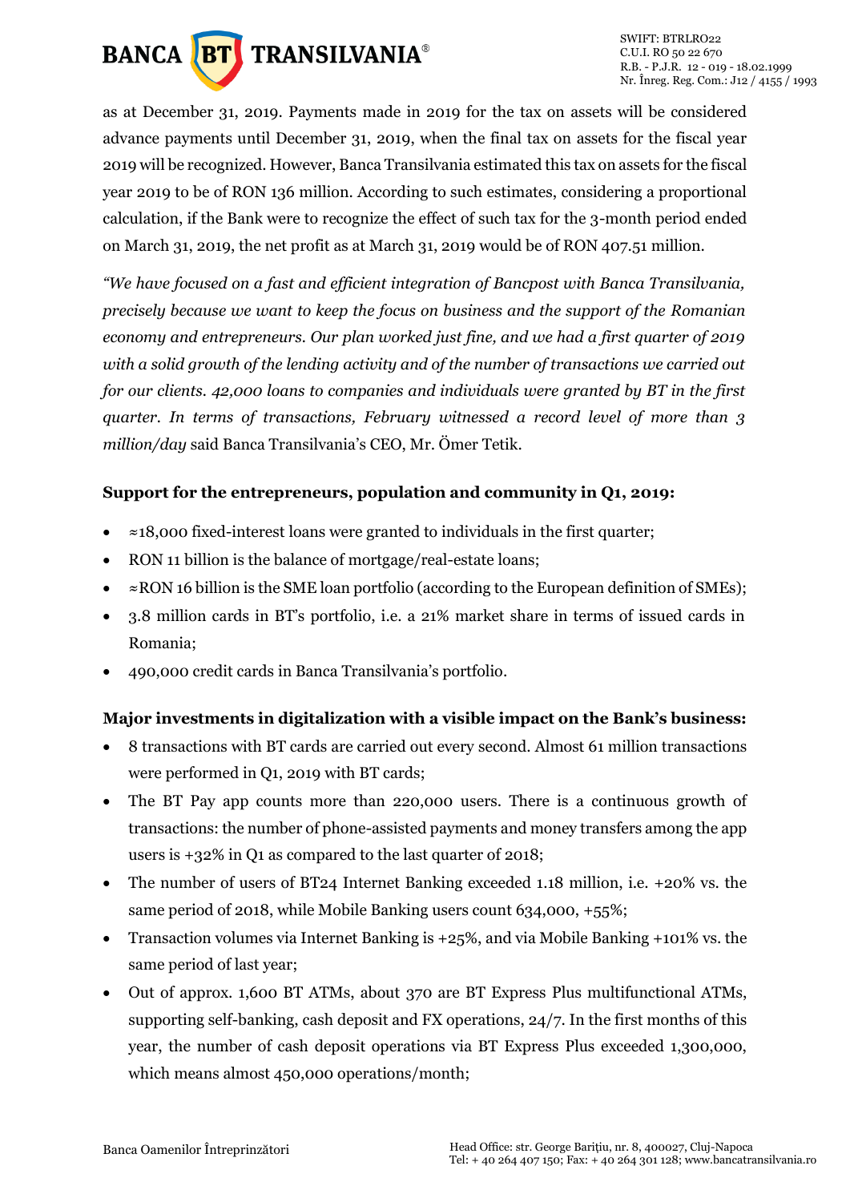as at December 31, 2019. Payments made in 2019 for the tax on assets will be considered advance payments until December 31, 2019, when the final tax on assets for the fiscal year 2019 will be recognized. However, Banca Transilvania estimated this tax on assets for the fiscal year 2019 to be of RON 136 million. According to such estimates, considering a proportional calculation, if the Bank were to recognize the effect of such tax for the 3-month period ended on March 31, 2019, the net profit as at March 31, 2019 would be of RON 407.51 million.

*"We have focused on a fast and efficient integration of Bancpost with Banca Transilvania, precisely because we want to keep the focus on business and the support of the Romanian economy and entrepreneurs. Our plan worked just fine, and we had a first quarter of 2019 with a solid growth of the lending activity and of the number of transactions we carried out for our clients. 42,000 loans to companies and individuals were granted by BT in the first quarter. In terms of transactions, February witnessed a record level of more than 3 million/day* said Banca Transilvania's CEO, Mr. Ömer Tetik.

**Support for the entrepreneurs, population and community in Q1, 2019:**

- ≈18,000 fixed-interest loans were granted to individuals in the first quarter;
- RON 11 billion is the balance of mortgage/real-estate loans;
- ≈RON 16 billion is the SME loan portfolio (according to the European definition of SMEs);
- 3.8 million cards in BT's portfolio, i.e. a 21% market share in terms of issued cards in Romania;
- 490,000 credit cards in Banca Transilvania's portfolio.

**Major investments in digitalization with a visible impact on the Bank's business:**

- 8 transactions with BT cards are carried out every second. Almost 61 million transactions were performed in Q1, 2019 with BT cards;
- The BT Pay app counts more than 220,000 users. There is a continuous growth of transactions: the number of phone-assisted payments and money transfers among the app users is +32% in Q1 as compared to the last quarter of 2018;
- The number of users of BT24 Internet Banking exceeded 1.18 million, i.e. +20% vs. the same period of 2018, while Mobile Banking users count 634,000, +55%;
- Transaction volumes via Internet Banking is +25%, and via Mobile Banking +101% vs. the same period of last year;
- Out of approx. 1,600 BT ATMs, about 370 are BT Express Plus multifunctional ATMs, supporting self-banking, cash deposit and FX operations, 24/7. In the first months of this year, the number of cash deposit operations via BT Express Plus exceeded 1,300,000, which means almost 450,000 operations/month;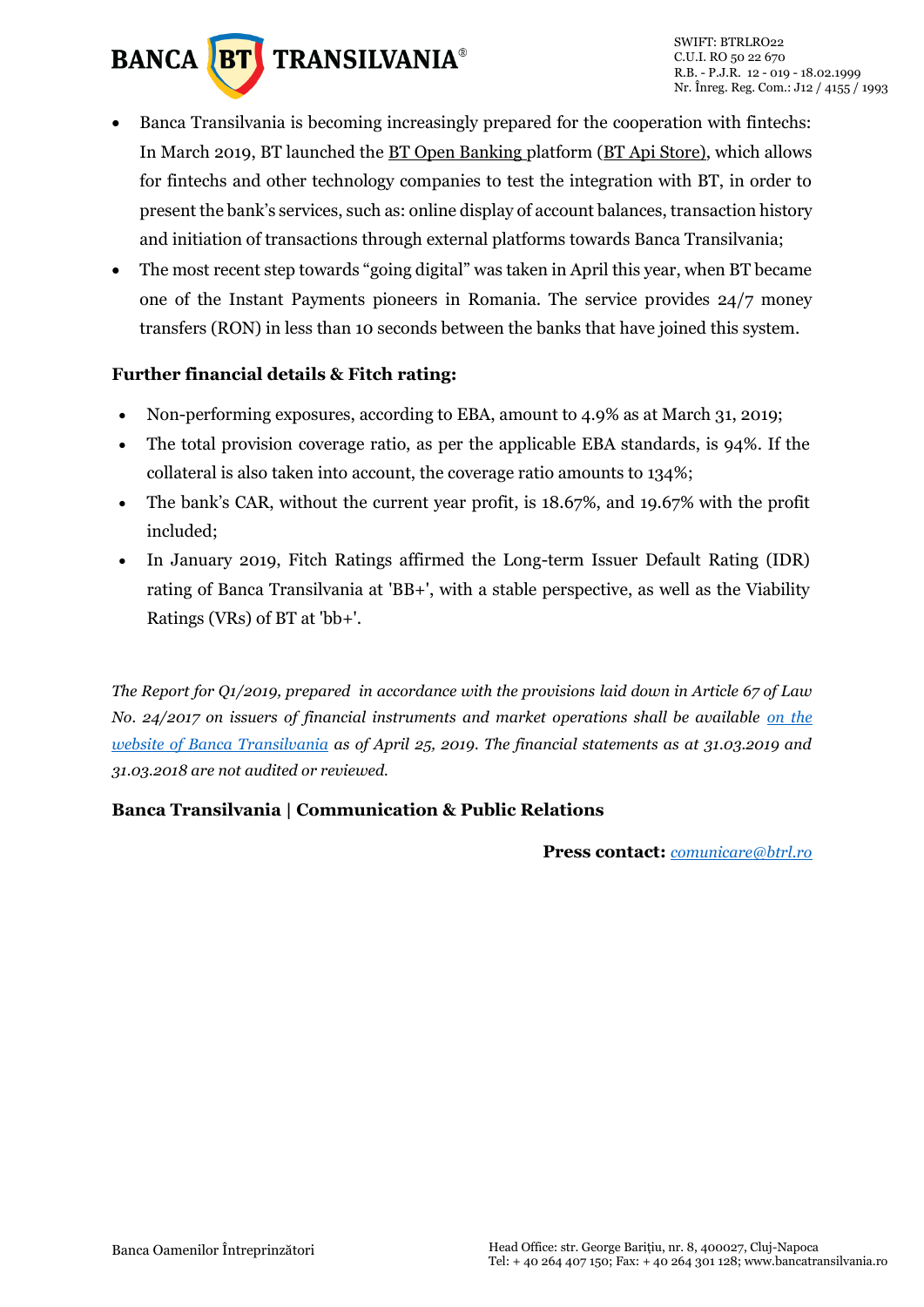- Banca Transilvania is becoming increasingly prepared for the cooperation with fintechs: In March 2019, BT launched the BT Open Banking platform (BT Api Store), which allows for fintechs and other technology companies to test the integration with BT, in order to present the bank's services, such as: online display of account balances, transaction history and initiation of transactions through external platforms towards Banca Transilvania;
- The most recent step towards "going digital" was taken in April this year, when BT became one of the Instant Payments pioneers in Romania. The service provides 24/7 money transfers (RON) in less than 10 seconds between the banks that have joined this system.

**Further financial details & Fitch rating:**

- Non-performing exposures, according to EBA, amount to 4.9% as at March 31, 2019;
- The total provision coverage ratio, as per the applicable EBA standards, is 94%. If the collateral is also taken into account, the coverage ratio amounts to 134%;
- The bank's CAR, without the current year profit, is 18.67%, and 19.67% with the profit included;
- In January 2019, Fitch Ratings affirmed the Long-term Issuer Default Rating (IDR) rating of Banca Transilvania at 'BB+', with a stable perspective, as well as the Viability Ratings (VRs) of BT at 'bb+'.

*The Report for Q1/2019, prepared in accordance with the provisions laid down in Article 67 of Law No. 24/2017 on issuers of financial instruments and market operations shall be available on the website of Banca Transilvania as of April 25, 2019. The financial statements as at 31.03.2019 and 31.03.2018 are not audited or reviewed.*

**Banca Transilvania | Communication & Public Relations**

**Press contact:** *comunicare@btrl.ro*